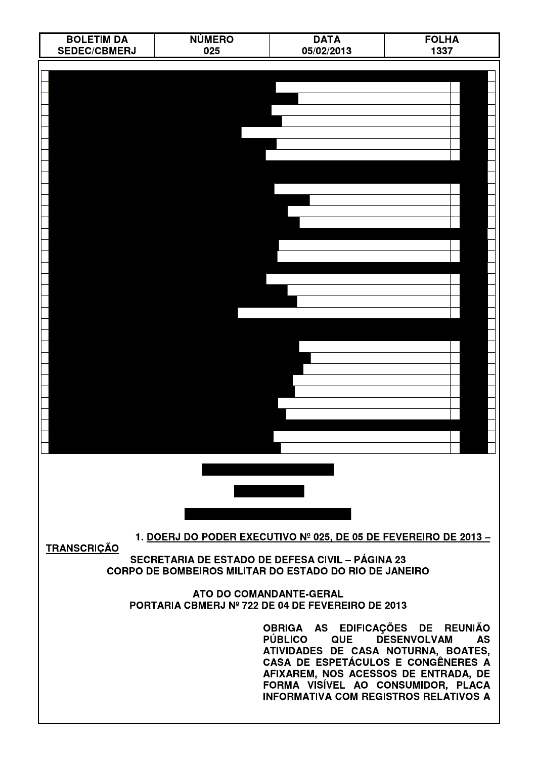**1. DOERJ DO PODER EXECUTIVO Nº 025, DE 05 DE FEVEREIRO DE 2013 – TRANSCRIÇÃO**

**SECRETARIA DE ESTADO DE DEFESA CIVIL – PÁGINA 23**
**CORPO DE BOMBEIROS MILITAR DO ESTADO DO RIO DE JANEIRO**

**ATO DO COMANDANTE-GERAL**
**PORTARIA CBMERJ Nº 722 DE 04 DE FEVEREIRO DE 2013**

**OBRIGA AS EDIFICAÇÕES DE REUNIÃO PÚBLICO QUE DESENVOLVAM AS ATIVIDADES DE CASA NOTURNA, BOATES, CASA DE ESPETÁCULOS E CONGÊNERES A AFIXAREM, NOS ACESSOS DE ENTRADA, DE FORMA VISÍVEL AO CONSUMIDOR, PLACA INFORMATIVA COM REGISTROS RELATIVOS A**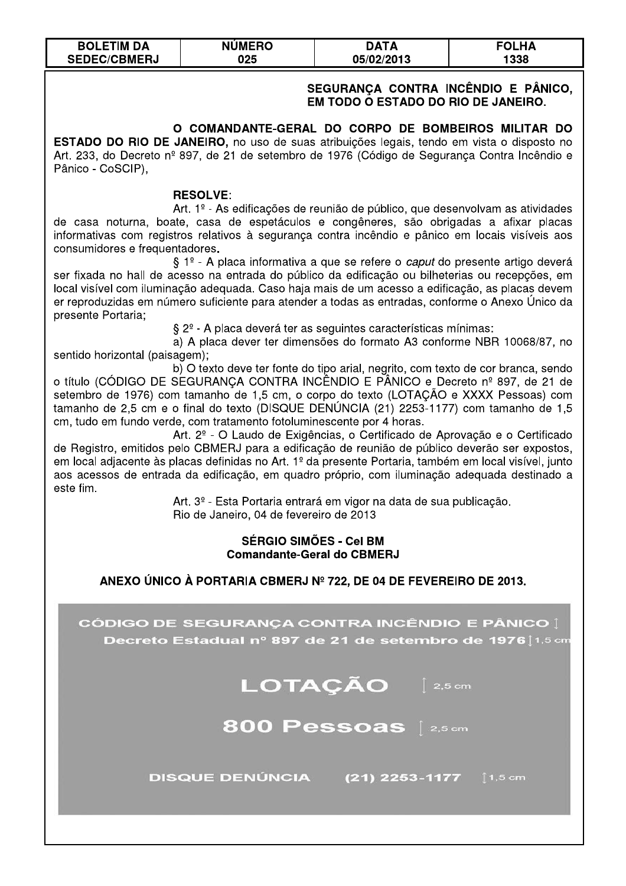**SEGURANÇA CONTRA INCÊNDIO E PÂNICO, EM TODO O ESTADO DO RIO DE JANEIRO.**

**O COMANDANTE-GERAL DO CORPO DE BOMBEIROS MILITAR DO ESTADO DO RIO DE JANEIRO,** no uso de suas atribuições legais, tendo em vista o disposto no Art. 233, do Decreto nº 897, de 21 de setembro de 1976 (Código de Segurança Contra Incêndio e Pânico - CoSCIP),

**RESOLVE**:

Art. 1º - As edificações de reunião de público, que desenvolvam as atividades de casa noturna, boate, casa de espetáculos e congêneres, são obrigadas a afixar placas informativas com registros relativos à segurança contra incêndio e pânico em locais visíveis aos consumidores e frequentadores.

§ 1º - A placa informativa a que se refere o *caput* do presente artigo deverá ser fixada no hall de acesso na entrada do público da edificação ou bilheterias ou recepções, em local visível com iluminação adequada. Caso haja mais de um acesso a edificação, as placas devem er reproduzidas em número suficiente para atender a todas as entradas, conforme o Anexo Único da presente Portaria;

§ 2º - A placa deverá ter as seguintes características mínimas:

a) A placa dever ter dimensões do formato A3 conforme NBR 10068/87, no sentido horizontal (paisagem);

b) O texto deve ter fonte do tipo arial, negrito, com texto de cor branca, sendo o título (CÓDIGO DE SEGURANÇA CONTRA INCÊNDIO E PÂNICO e Decreto nº 897, de 21 de setembro de 1976) com tamanho de 1,5 cm, o corpo do texto (LOTAÇÃO e XXXX Pessoas) com tamanho de 2,5 cm e o final do texto (DISQUE DENÚNCIA (21) 2253-1177) com tamanho de 1,5 cm, tudo em fundo verde, com tratamento fotoluminescente por 4 horas.

Art. 2º - O Laudo de Exigências, o Certificado de Aprovação e o Certificado de Registro, emitidos pelo CBMERJ para a edificação de reunião de público deverão ser expostos, em local adjacente às placas definidas no Art. 1º da presente Portaria, também em local visível, junto aos acessos de entrada da edificação, em quadro próprio, com iluminação adequada destinado a este fim.

Art. 3º - Esta Portaria entrará em vigor na data de sua publicação.

Rio de Janeiro, 04 de fevereiro de 2013

**SÉRGIO SIMÕES - Cel BM**
**Comandante-Geral do CBMERJ**

**ANEXO ÚNICO À PORTARIA CBMERJ Nº 722, DE 04 DE FEVEREIRO DE 2013.**

CÓDIGO DE SEGURANÇA CONTRA INCÊNDIO E PÂNICO
Decreto Estadual nº 897 de 21 de setembro de 1976 1,5 cm

LOTAÇÃO 2,5 cm

800 Pessoas 2,5 cm

DISQUE DENÚNCIA (21) 2253-1177 1,5 cm